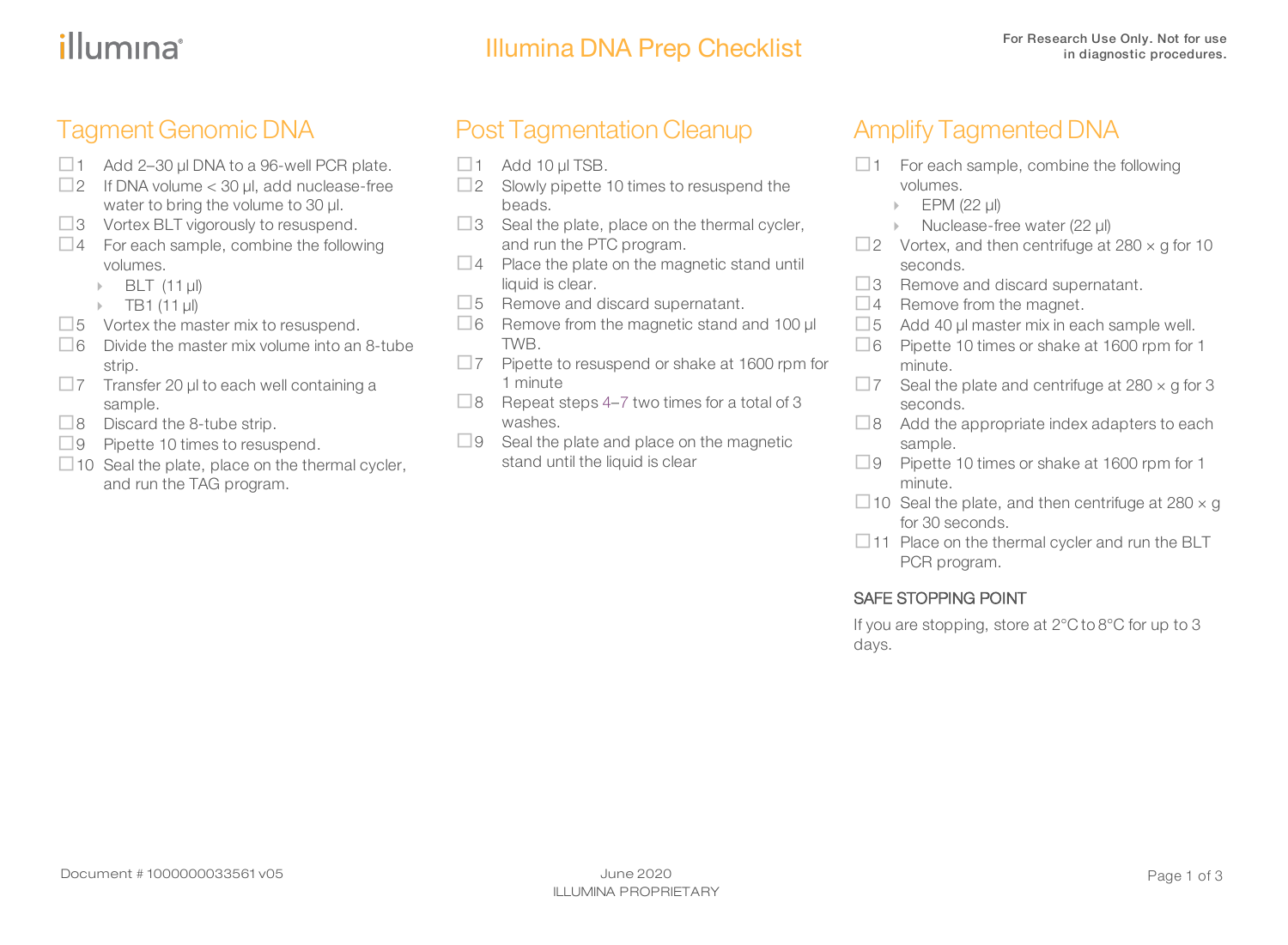# Illumina DNA Prep Checklist

For Research Use Only. Not for use in diagnostic procedures.

## Tagment Genomic DNA

- [ ] 1 Add 2–30 µl DNA to a 96-well PCR plate.
- [ ] 2 If DNA volume < 30 µl, add nuclease-free water to bring the volume to 30 µl.
- [ ] 3 Vortex BLT vigorously to resuspend.
- [ ] 4 For each sample, combine the following volumes.
  - BLT (11 µl)
  - TB1 (11 µl)
- [ ] 5 Vortex the master mix to resuspend.
- [ ] 6 Divide the master mix volume into an 8-tube strip.
- [ ] 7 Transfer 20 µl to each well containing a sample.
- [ ] 8 Discard the 8-tube strip.
- [ ] 9 Pipette 10 times to resuspend.
- [ ] 10 Seal the plate, place on the thermal cycler, and run the TAG program.

## Post Tagmentation Cleanup

- [ ] 1 Add 10 µl TSB.
- [ ] 2 Slowly pipette 10 times to resuspend the beads.
- [ ] 3 Seal the plate, place on the thermal cycler, and run the PTC program.
- [ ] 4 Place the plate on the magnetic stand until liquid is clear.
- [ ] 5 Remove and discard supernatant.
- [ ] 6 Remove from the magnetic stand and 100 µl TWB.
- [ ] 7 Pipette to resuspend or shake at 1600 rpm for 1 minute
- [ ] 8 Repeat steps 4–7 two times for a total of 3 washes.
- [ ] 9 Seal the plate and place on the magnetic stand until the liquid is clear

## Amplify Tagmented DNA

- [ ] 1 For each sample, combine the following volumes.
  - EPM (22 µl)
  - Nuclease-free water (22 µl)
- [ ] 2 Vortex, and then centrifuge at 280 × g for 10 seconds.
- [ ] 3 Remove and discard supernatant.
- [ ] 4 Remove from the magnet.
- [ ] 5 Add 40 µl master mix in each sample well.
- [ ] 6 Pipette 10 times or shake at 1600 rpm for 1 minute.
- [ ] 7 Seal the plate and centrifuge at 280 × g for 3 seconds.
- [ ] 8 Add the appropriate index adapters to each sample.
- [ ] 9 Pipette 10 times or shake at 1600 rpm for 1 minute.
- [ ] 10 Seal the plate, and then centrifuge at 280 × g for 30 seconds.
- [ ] 11 Place on the thermal cycler and run the BLT PCR program.

### SAFE STOPPING POINT

If you are stopping, store at 2°C to 8°C for up to 3 days.

Document # 1000000033561 v05

June 2020
ILLUMINA PROPRIETARY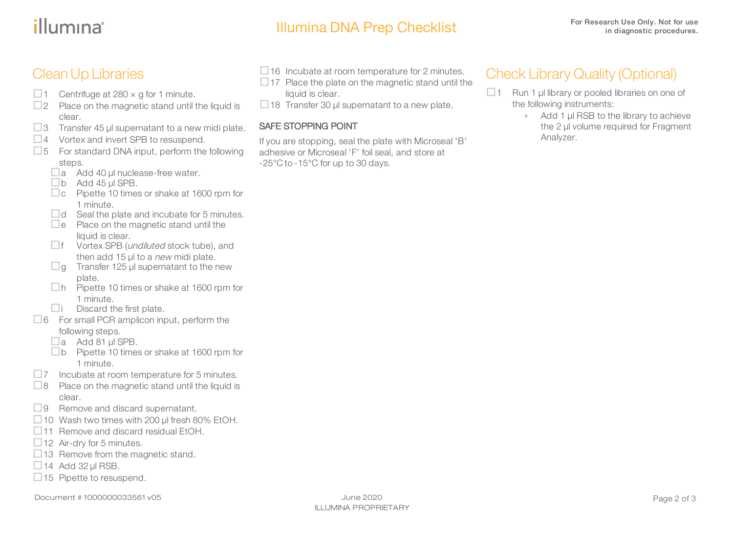## Clean Up Libraries

- ☐ 1 Centrifuge at 280 × g for 1 minute.
- ☐ 2 Place on the magnetic stand until the liquid is clear.
- ☐ 3 Transfer 45 µl supernatant to a new midi plate.
- ☐ 4 Vortex and invert SPB to resuspend.
- ☐ 5 For standard DNA input, perform the following steps.
  - ☐ a Add 40 µl nuclease-free water.
  - ☐ b Add 45 µl SPB.
  - ☐ c Pipette 10 times or shake at 1600 rpm for 1 minute.
  - ☐ d Seal the plate and incubate for 5 minutes.
  - ☐ e Place on the magnetic stand until the liquid is clear.
  - ☐ f Vortex SPB (*undiluted* stock tube), and then add 15 µl to a *new* midi plate.
  - ☐ g Transfer 125 µl supernatant to the new plate.
  - ☐ h Pipette 10 times or shake at 1600 rpm for 1 minute.
  - ☐ i Discard the first plate.
- ☐ 6 For small PCR amplicon input, perform the following steps.
  - ☐ a Add 81 µl SPB.
  - ☐ b Pipette 10 times or shake at 1600 rpm for 1 minute.
- ☐ 7 Incubate at room temperature for 5 minutes.
- ☐ 8 Place on the magnetic stand until the liquid is clear.
- ☐ 9 Remove and discard supernatant.
- ☐ 10 Wash two times with 200 µl fresh 80% EtOH.
- ☐ 11 Remove and discard residual EtOH.
- ☐ 12 Air-dry for 5 minutes.
- ☐ 13 Remove from the magnetic stand.
- ☐ 14 Add 32 µl RSB.
- ☐ 15 Pipette to resuspend.
- ☐ 16 Incubate at room temperature for 2 minutes.
- ☐ 17 Place the plate on the magnetic stand until the liquid is clear.
- ☐ 18 Transfer 30 µl supernatant to a new plate.

### SAFE STOPPING POINT

If you are stopping, seal the plate with Microseal 'B' adhesive or Microseal 'F' foil seal, and store at -25°C to -15°C for up to 30 days.

## Check Library Quality (Optional)

- ☐ 1 Run 1 µl library or pooled libraries on one of the following instruments:
  - Add 1 µl RSB to the library to achieve the 2 µl volume required for Fragment Analyzer.

Document # 1000000033561 v05

June 2020

ILLUMINA PROPRIETARY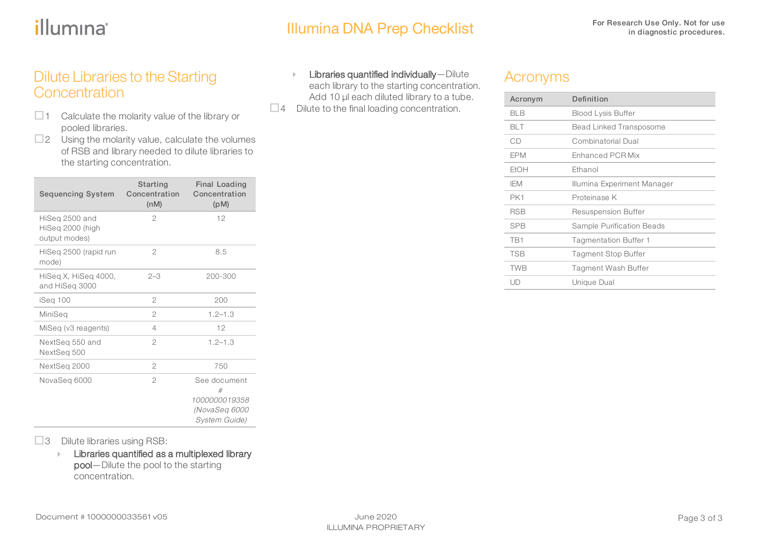## Dilute Libraries to the Starting Concentration

☐ 1 Calculate the molarity value of the library or pooled libraries.

☐ 2 Using the molarity value, calculate the volumes of RSB and library needed to dilute libraries to the starting concentration.

| Sequencing System | Starting Concentration (nM) | Final Loading Concentration (pM) |
|---|---|---|
| HiSeq 2500 and HiSeq 2000 (high output modes) | 2 | 12 |
| HiSeq 2500 (rapid run mode) | 2 | 8.5 |
| HiSeq X, HiSeq 4000, and HiSeq 3000 | 2–3 | 200-300 |
| iSeq 100 | 2 | 200 |
| MiniSeq | 2 | 1.2–1.3 |
| MiSeq (v3 reagents) | 4 | 12 |
| NextSeq 550 and NextSeq 500 | 2 | 1.2–1.3 |
| NextSeq 2000 | 2 | 750 |
| NovaSeq 6000 | 2 | See document # *1000000019358 (NovaSeq 6000 System Guide)* |

☐ 3 Dilute libraries using RSB:

- **Libraries quantified as a multiplexed library pool**—Dilute the pool to the starting concentration.
- **Libraries quantified individually**—Dilute each library to the starting concentration. Add 10 µl each diluted library to a tube.

☐ 4 Dilute to the final loading concentration.

## Acronyms

| Acronym | Definition |
|---|---|
| BLB | Blood Lysis Buffer |
| BLT | Bead Linked Transposome |
| CD | Combinatorial Dual |
| EPM | Enhanced PCR Mix |
| EtOH | Ethanol |
| IEM | Illumina Experiment Manager |
| PK1 | Proteinase K |
| RSB | Resuspension Buffer |
| SPB | Sample Purification Beads |
| TB1 | Tagmentation Buffer 1 |
| TSB | Tagment Stop Buffer |
| TWB | Tagment Wash Buffer |
| UD | Unique Dual |